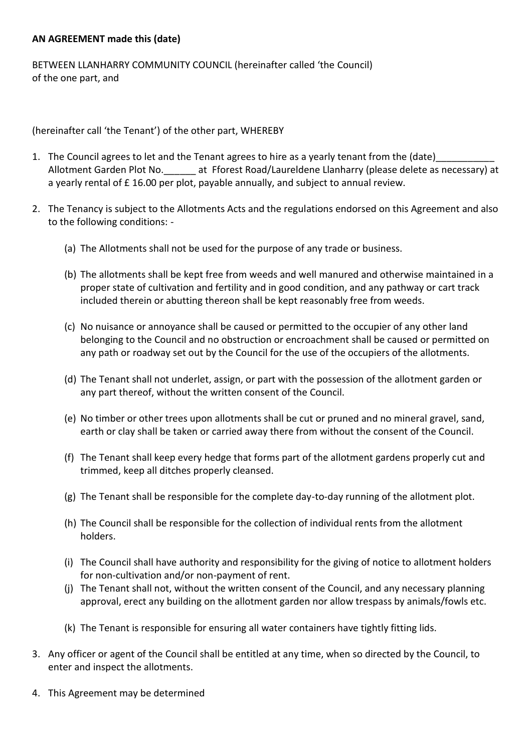**AN AGREEMENT made this (date)**

BETWEEN LLANHARRY COMMUNITY COUNCIL (hereinafter called 'the Council)
of the one part, and

(hereinafter call 'the Tenant') of the other part, WHEREBY

1. The Council agrees to let and the Tenant agrees to hire as a yearly tenant from the (date)___________ Allotment Garden Plot No.______ at Fforest Road/Laureldene Llanharry (please delete as necessary) at a yearly rental of £ 16.00 per plot, payable annually, and subject to annual review.

2. The Tenancy is subject to the Allotments Acts and the regulations endorsed on this Agreement and also to the following conditions: -

   (a) The Allotments shall not be used for the purpose of any trade or business.

   (b) The allotments shall be kept free from weeds and well manured and otherwise maintained in a proper state of cultivation and fertility and in good condition, and any pathway or cart track included therein or abutting thereon shall be kept reasonably free from weeds.

   (c) No nuisance or annoyance shall be caused or permitted to the occupier of any other land belonging to the Council and no obstruction or encroachment shall be caused or permitted on any path or roadway set out by the Council for the use of the occupiers of the allotments.

   (d) The Tenant shall not underlet, assign, or part with the possession of the allotment garden or any part thereof, without the written consent of the Council.

   (e) No timber or other trees upon allotments shall be cut or pruned and no mineral gravel, sand, earth or clay shall be taken or carried away there from without the consent of the Council.

   (f) The Tenant shall keep every hedge that forms part of the allotment gardens properly cut and trimmed, keep all ditches properly cleansed.

   (g) The Tenant shall be responsible for the complete day-to-day running of the allotment plot.

   (h) The Council shall be responsible for the collection of individual rents from the allotment holders.

   (i) The Council shall have authority and responsibility for the giving of notice to allotment holders for non-cultivation and/or non-payment of rent.

   (j) The Tenant shall not, without the written consent of the Council, and any necessary planning approval, erect any building on the allotment garden nor allow trespass by animals/fowls etc.

   (k) The Tenant is responsible for ensuring all water containers have tightly fitting lids.

3. Any officer or agent of the Council shall be entitled at any time, when so directed by the Council, to enter and inspect the allotments.

4. This Agreement may be determined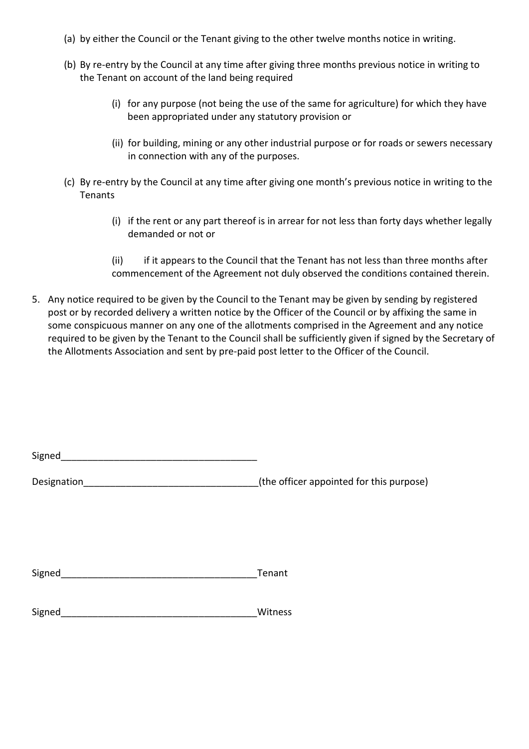(a) by either the Council or the Tenant giving to the other twelve months notice in writing.

(b) By re-entry by the Council at any time after giving three months previous notice in writing to the Tenant on account of the land being required

  (i) for any purpose (not being the use of the same for agriculture) for which they have been appropriated under any statutory provision or

  (ii) for building, mining or any other industrial purpose or for roads or sewers necessary in connection with any of the purposes.

(c) By re-entry by the Council at any time after giving one month's previous notice in writing to the Tenants

  (i) if the rent or any part thereof is in arrear for not less than forty days whether legally demanded or not or

  (ii) if it appears to the Council that the Tenant has not less than three months after commencement of the Agreement not duly observed the conditions contained therein.

5. Any notice required to be given by the Council to the Tenant may be given by sending by registered post or by recorded delivery a written notice by the Officer of the Council or by affixing the same in some conspicuous manner on any one of the allotments comprised in the Agreement and any notice required to be given by the Tenant to the Council shall be sufficiently given if signed by the Secretary of the Allotments Association and sent by pre-paid post letter to the Officer of the Council.

Signed_____________________________________

Designation_________________________________(the officer appointed for this purpose)

Signed_____________________________________Tenant

Signed_____________________________________Witness